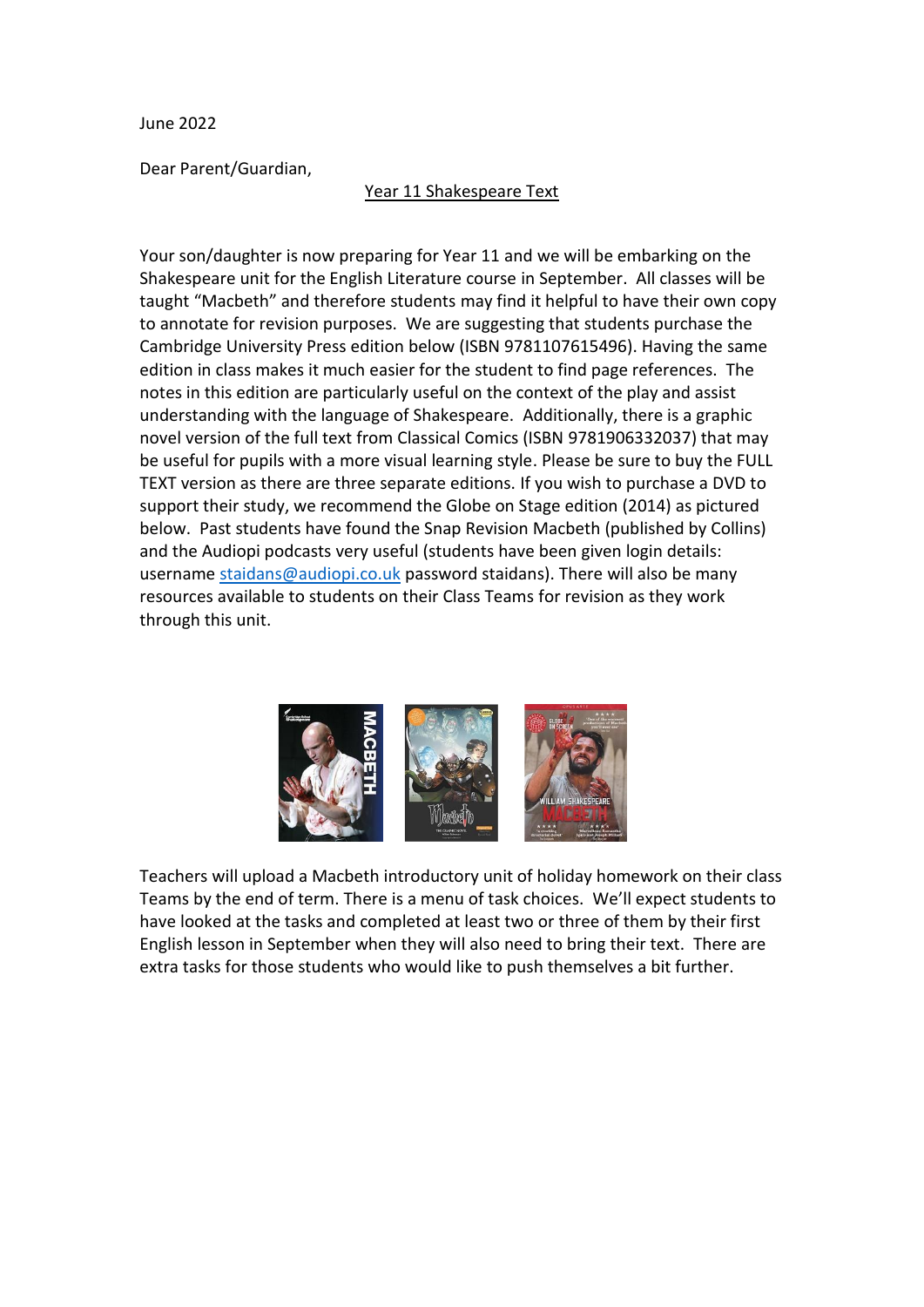June 2022

Dear Parent/Guardian,

<u>Year 11 Shakespeare Text</u>

Your son/daughter is now preparing for Year 11 and we will be embarking on the Shakespeare unit for the English Literature course in September. All classes will be taught "Macbeth" and therefore students may find it helpful to have their own copy to annotate for revision purposes. We are suggesting that students purchase the Cambridge University Press edition below (ISBN 9781107615496). Having the same edition in class makes it much easier for the student to find page references. The notes in this edition are particularly useful on the context of the play and assist understanding with the language of Shakespeare. Additionally, there is a graphic novel version of the full text from Classical Comics (ISBN 9781906332037) that may be useful for pupils with a more visual learning style. Please be sure to buy the FULL TEXT version as there are three separate editions. If you wish to purchase a DVD to support their study, we recommend the Globe on Stage edition (2014) as pictured below. Past students have found the Snap Revision Macbeth (published by Collins) and the Audiopi podcasts very useful (students have been given login details: username staidans@audiopi.co.uk password staidans). There will also be many resources available to students on their Class Teams for revision as they work through this unit.

Teachers will upload a Macbeth introductory unit of holiday homework on their class Teams by the end of term. There is a menu of task choices. We'll expect students to have looked at the tasks and completed at least two or three of them by their first English lesson in September when they will also need to bring their text. There are extra tasks for those students who would like to push themselves a bit further.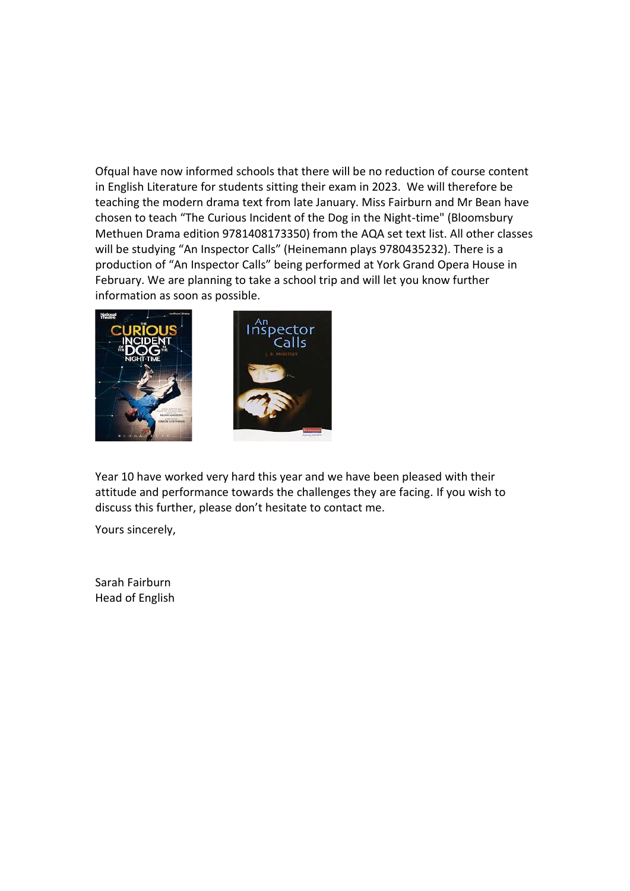Ofqual have now informed schools that there will be no reduction of course content in English Literature for students sitting their exam in 2023. We will therefore be teaching the modern drama text from late January. Miss Fairburn and Mr Bean have chosen to teach "The Curious Incident of the Dog in the Night-time" (Bloomsbury Methuen Drama edition 9781408173350) from the AQA set text list. All other classes will be studying "An Inspector Calls" (Heinemann plays 9780435232). There is a production of "An Inspector Calls" being performed at York Grand Opera House in February. We are planning to take a school trip and will let you know further information as soon as possible.

Year 10 have worked very hard this year and we have been pleased with their attitude and performance towards the challenges they are facing. If you wish to discuss this further, please don't hesitate to contact me.

Yours sincerely,

Sarah Fairburn
Head of English